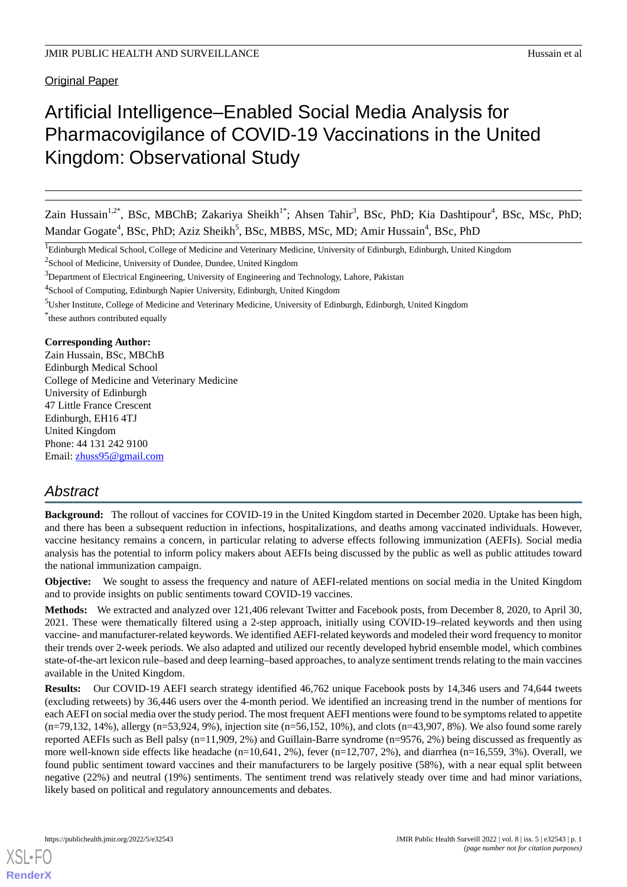Original Paper

# Artificial Intelligence–Enabled Social Media Analysis for Pharmacovigilance of COVID-19 Vaccinations in the United Kingdom: Observational Study

Zain Hussain[1,2*], BSc, MBChB; Zakariya Sheikh[1*]; Ahsen Tahir[3], BSc, PhD; Kia Dashtipour[4], BSc, MSc, PhD; Mandar Gogate[4], BSc, PhD; Aziz Sheikh[5], BSc, MBBS, MSc, MD; Amir Hussain[4], BSc, PhD

[1]Edinburgh Medical School, College of Medicine and Veterinary Medicine, University of Edinburgh, Edinburgh, United Kingdom

[2]School of Medicine, University of Dundee, Dundee, United Kingdom

[3]Department of Electrical Engineering, University of Engineering and Technology, Lahore, Pakistan

[4]School of Computing, Edinburgh Napier University, Edinburgh, United Kingdom

[5]Usher Institute, College of Medicine and Veterinary Medicine, University of Edinburgh, Edinburgh, United Kingdom

*these authors contributed equally

**Corresponding Author:**
Zain Hussain, BSc, MBChB
Edinburgh Medical School
College of Medicine and Veterinary Medicine
University of Edinburgh
47 Little France Crescent
Edinburgh, EH16 4TJ
United Kingdom
Phone: 44 131 242 9100
Email: zhuss95@gmail.com

## Abstract

**Background:** The rollout of vaccines for COVID-19 in the United Kingdom started in December 2020. Uptake has been high, and there has been a subsequent reduction in infections, hospitalizations, and deaths among vaccinated individuals. However, vaccine hesitancy remains a concern, in particular relating to adverse effects following immunization (AEFIs). Social media analysis has the potential to inform policy makers about AEFIs being discussed by the public as well as public attitudes toward the national immunization campaign.

**Objective:** We sought to assess the frequency and nature of AEFI-related mentions on social media in the United Kingdom and to provide insights on public sentiments toward COVID-19 vaccines.

**Methods:** We extracted and analyzed over 121,406 relevant Twitter and Facebook posts, from December 8, 2020, to April 30, 2021. These were thematically filtered using a 2-step approach, initially using COVID-19–related keywords and then using vaccine- and manufacturer-related keywords. We identified AEFI-related keywords and modeled their word frequency to monitor their trends over 2-week periods. We also adapted and utilized our recently developed hybrid ensemble model, which combines state-of-the-art lexicon rule–based and deep learning–based approaches, to analyze sentiment trends relating to the main vaccines available in the United Kingdom.

**Results:** Our COVID-19 AEFI search strategy identified 46,762 unique Facebook posts by 14,346 users and 74,644 tweets (excluding retweets) by 36,446 users over the 4-month period. We identified an increasing trend in the number of mentions for each AEFI on social media over the study period. The most frequent AEFI mentions were found to be symptoms related to appetite (n=79,132, 14%), allergy (n=53,924, 9%), injection site (n=56,152, 10%), and clots (n=43,907, 8%). We also found some rarely reported AEFIs such as Bell palsy (n=11,909, 2%) and Guillain-Barre syndrome (n=9576, 2%) being discussed as frequently as more well-known side effects like headache (n=10,641, 2%), fever (n=12,707, 2%), and diarrhea (n=16,559, 3%). Overall, we found public sentiment toward vaccines and their manufacturers to be largely positive (58%), with a near equal split between negative (22%) and neutral (19%) sentiments. The sentiment trend was relatively steady over time and had minor variations, likely based on political and regulatory announcements and debates.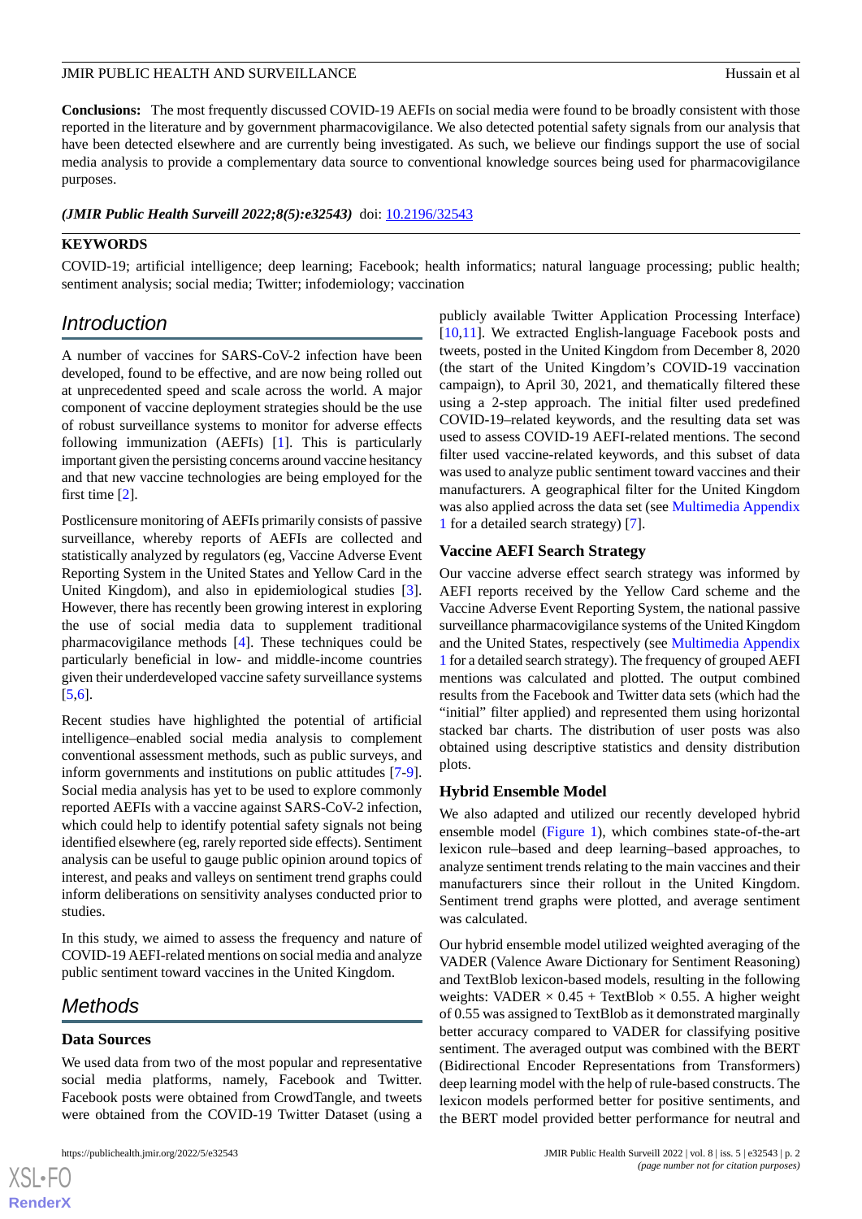**Conclusions:** The most frequently discussed COVID-19 AEFIs on social media were found to be broadly consistent with those reported in the literature and by government pharmacovigilance. We also detected potential safety signals from our analysis that have been detected elsewhere and are currently being investigated. As such, we believe our findings support the use of social media analysis to provide a complementary data source to conventional knowledge sources being used for pharmacovigilance purposes.

***(JMIR Public Health Surveill 2022;8(5):e32543)*** doi: 10.2196/32543

**KEYWORDS**

COVID-19; artificial intelligence; deep learning; Facebook; health informatics; natural language processing; public health; sentiment analysis; social media; Twitter; infodemiology; vaccination

## Introduction

A number of vaccines for SARS-CoV-2 infection have been developed, found to be effective, and are now being rolled out at unprecedented speed and scale across the world. A major component of vaccine deployment strategies should be the use of robust surveillance systems to monitor for adverse effects following immunization (AEFIs) [1]. This is particularly important given the persisting concerns around vaccine hesitancy and that new vaccine technologies are being employed for the first time [2].

Postlicensure monitoring of AEFIs primarily consists of passive surveillance, whereby reports of AEFIs are collected and statistically analyzed by regulators (eg, Vaccine Adverse Event Reporting System in the United States and Yellow Card in the United Kingdom), and also in epidemiological studies [3]. However, there has recently been growing interest in exploring the use of social media data to supplement traditional pharmacovigilance methods [4]. These techniques could be particularly beneficial in low- and middle-income countries given their underdeveloped vaccine safety surveillance systems [5,6].

Recent studies have highlighted the potential of artificial intelligence–enabled social media analysis to complement conventional assessment methods, such as public surveys, and inform governments and institutions on public attitudes [7-9]. Social media analysis has yet to be used to explore commonly reported AEFIs with a vaccine against SARS-CoV-2 infection, which could help to identify potential safety signals not being identified elsewhere (eg, rarely reported side effects). Sentiment analysis can be useful to gauge public opinion around topics of interest, and peaks and valleys on sentiment trend graphs could inform deliberations on sensitivity analyses conducted prior to studies.

In this study, we aimed to assess the frequency and nature of COVID-19 AEFI-related mentions on social media and analyze public sentiment toward vaccines in the United Kingdom.

## Methods

### Data Sources

We used data from two of the most popular and representative social media platforms, namely, Facebook and Twitter. Facebook posts were obtained from CrowdTangle, and tweets were obtained from the COVID-19 Twitter Dataset (using a publicly available Twitter Application Processing Interface) [10,11]. We extracted English-language Facebook posts and tweets, posted in the United Kingdom from December 8, 2020 (the start of the United Kingdom's COVID-19 vaccination campaign), to April 30, 2021, and thematically filtered these using a 2-step approach. The initial filter used predefined COVID-19–related keywords, and the resulting data set was used to assess COVID-19 AEFI-related mentions. The second filter used vaccine-related keywords, and this subset of data was used to analyze public sentiment toward vaccines and their manufacturers. A geographical filter for the United Kingdom was also applied across the data set (see Multimedia Appendix 1 for a detailed search strategy) [7].

### Vaccine AEFI Search Strategy

Our vaccine adverse effect search strategy was informed by AEFI reports received by the Yellow Card scheme and the Vaccine Adverse Event Reporting System, the national passive surveillance pharmacovigilance systems of the United Kingdom and the United States, respectively (see Multimedia Appendix 1 for a detailed search strategy). The frequency of grouped AEFI mentions was calculated and plotted. The output combined results from the Facebook and Twitter data sets (which had the "initial" filter applied) and represented them using horizontal stacked bar charts. The distribution of user posts was also obtained using descriptive statistics and density distribution plots.

### Hybrid Ensemble Model

We also adapted and utilized our recently developed hybrid ensemble model (Figure 1), which combines state-of-the-art lexicon rule–based and deep learning–based approaches, to analyze sentiment trends relating to the main vaccines and their manufacturers since their rollout in the United Kingdom. Sentiment trend graphs were plotted, and average sentiment was calculated.

Our hybrid ensemble model utilized weighted averaging of the VADER (Valence Aware Dictionary for Sentiment Reasoning) and TextBlob lexicon-based models, resulting in the following weights: VADER × 0.45 + TextBlob × 0.55. A higher weight of 0.55 was assigned to TextBlob as it demonstrated marginally better accuracy compared to VADER for classifying positive sentiment. The averaged output was combined with the BERT (Bidirectional Encoder Representations from Transformers) deep learning model with the help of rule-based constructs. The lexicon models performed better for positive sentiments, and the BERT model provided better performance for neutral and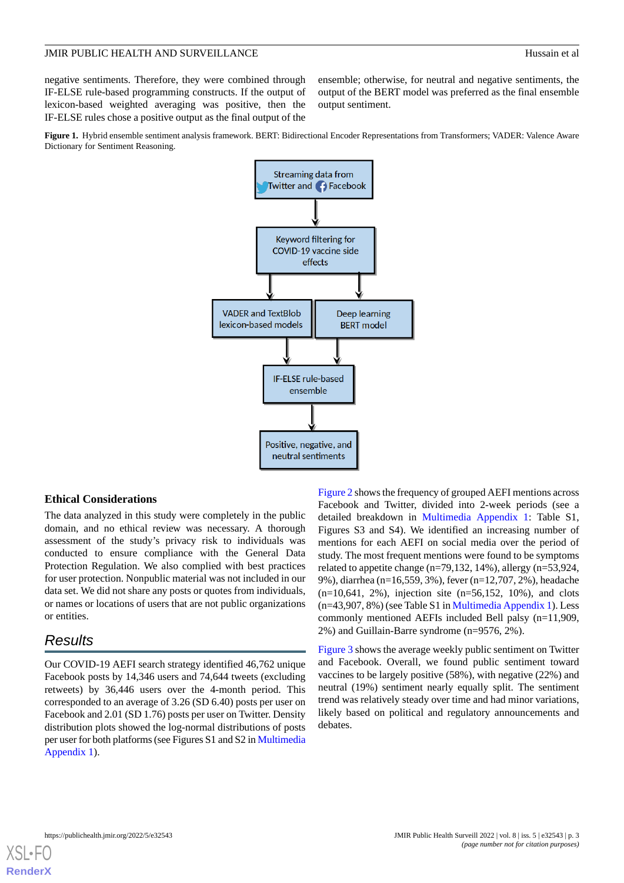negative sentiments. Therefore, they were combined through IF-ELSE rule-based programming constructs. If the output of lexicon-based weighted averaging was positive, then the IF-ELSE rules chose a positive output as the final output of the ensemble; otherwise, for neutral and negative sentiments, the output of the BERT model was preferred as the final ensemble output sentiment.

**Figure 1.** Hybrid ensemble sentiment analysis framework. BERT: Bidirectional Encoder Representations from Transformers; VADER: Valence Aware Dictionary for Sentiment Reasoning.

Streaming data from Twitter and Facebook → Keyword filtering for COVID-19 vaccine side effects → VADER and TextBlob lexicon-based models / Deep learning BERT model → IF-ELSE rule-based ensemble → Positive, negative, and neutral sentiments

### Ethical Considerations

The data analyzed in this study were completely in the public domain, and no ethical review was necessary. A thorough assessment of the study's privacy risk to individuals was conducted to ensure compliance with the General Data Protection Regulation. We also complied with best practices for user protection. Nonpublic material was not included in our data set. We did not share any posts or quotes from individuals, or names or locations of users that are not public organizations or entities.

## Results

Our COVID-19 AEFI search strategy identified 46,762 unique Facebook posts by 14,346 users and 74,644 tweets (excluding retweets) by 36,446 users over the 4-month period. This corresponded to an average of 3.26 (SD 6.40) posts per user on Facebook and 2.01 (SD 1.76) posts per user on Twitter. Density distribution plots showed the log-normal distributions of posts per user for both platforms (see Figures S1 and S2 in Multimedia Appendix 1).

Figure 2 shows the frequency of grouped AEFI mentions across Facebook and Twitter, divided into 2-week periods (see a detailed breakdown in Multimedia Appendix 1: Table S1, Figures S3 and S4). We identified an increasing number of mentions for each AEFI on social media over the period of study. The most frequent mentions were found to be symptoms related to appetite change (n=79,132, 14%), allergy (n=53,924, 9%), diarrhea (n=16,559, 3%), fever (n=12,707, 2%), headache (n=10,641, 2%), injection site (n=56,152, 10%), and clots (n=43,907, 8%) (see Table S1 in Multimedia Appendix 1). Less commonly mentioned AEFIs included Bell palsy (n=11,909, 2%) and Guillain-Barre syndrome (n=9576, 2%).

Figure 3 shows the average weekly public sentiment on Twitter and Facebook. Overall, we found public sentiment toward vaccines to be largely positive (58%), with negative (22%) and neutral (19%) sentiment nearly equally split. The sentiment trend was relatively steady over time and had minor variations, likely based on political and regulatory announcements and debates.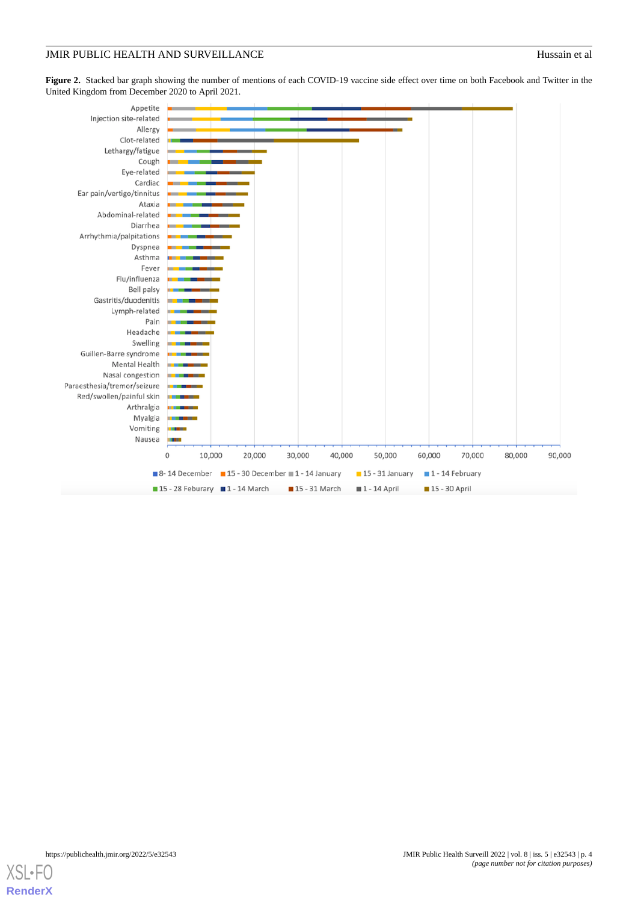**Figure 2.** Stacked bar graph showing the number of mentions of each COVID-19 vaccine side effect over time on both Facebook and Twitter in the United Kingdom from December 2020 to April 2021.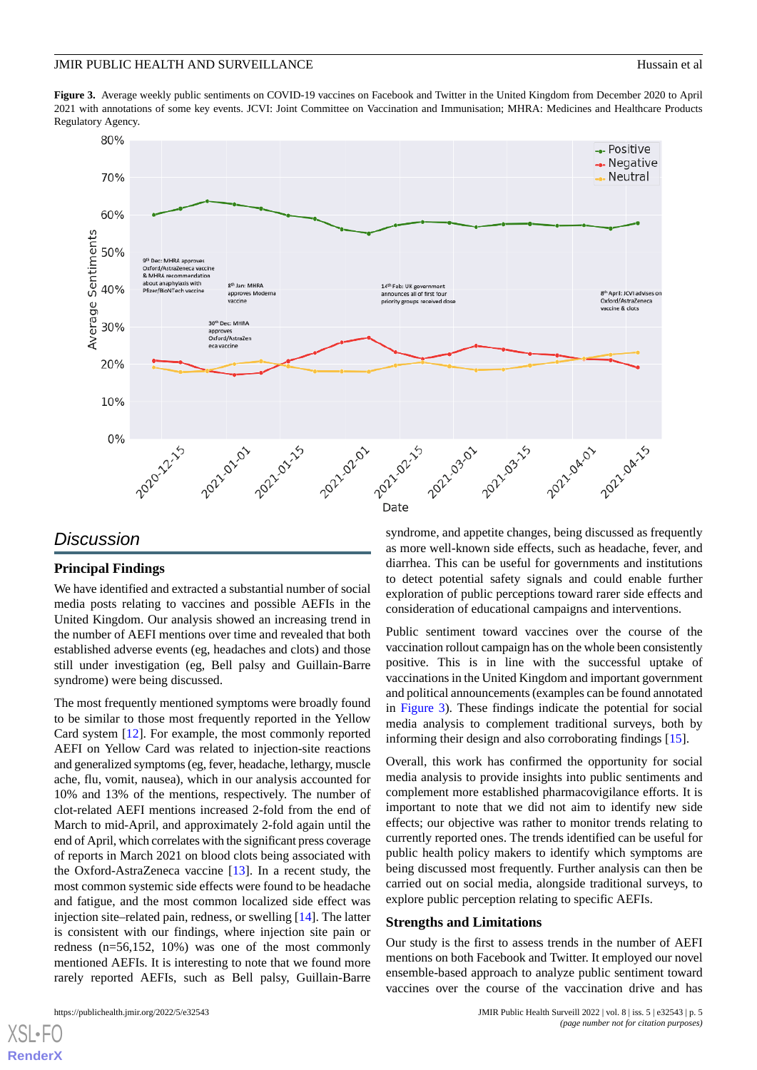**Figure 3.** Average weekly public sentiments on COVID-19 vaccines on Facebook and Twitter in the United Kingdom from December 2020 to April 2021 with annotations of some key events. JCVI: Joint Committee on Vaccination and Immunisation; MHRA: Medicines and Healthcare Products Regulatory Agency.

## Discussion

### Principal Findings

We have identified and extracted a substantial number of social media posts relating to vaccines and possible AEFIs in the United Kingdom. Our analysis showed an increasing trend in the number of AEFI mentions over time and revealed that both established adverse events (eg, headaches and clots) and those still under investigation (eg, Bell palsy and Guillain-Barre syndrome) were being discussed.

The most frequently mentioned symptoms were broadly found to be similar to those most frequently reported in the Yellow Card system [12]. For example, the most commonly reported AEFI on Yellow Card was related to injection-site reactions and generalized symptoms (eg, fever, headache, lethargy, muscle ache, flu, vomit, nausea), which in our analysis accounted for 10% and 13% of the mentions, respectively. The number of clot-related AEFI mentions increased 2-fold from the end of March to mid-April, and approximately 2-fold again until the end of April, which correlates with the significant press coverage of reports in March 2021 on blood clots being associated with the Oxford-AstraZeneca vaccine [13]. In a recent study, the most common systemic side effects were found to be headache and fatigue, and the most common localized side effect was injection site–related pain, redness, or swelling [14]. The latter is consistent with our findings, where injection site pain or redness (n=56,152, 10%) was one of the most commonly mentioned AEFIs. It is interesting to note that we found more rarely reported AEFIs, such as Bell palsy, Guillain-Barre syndrome, and appetite changes, being discussed as frequently as more well-known side effects, such as headache, fever, and diarrhea. This can be useful for governments and institutions to detect potential safety signals and could enable further exploration of public perceptions toward rarer side effects and consideration of educational campaigns and interventions.

Public sentiment toward vaccines over the course of the vaccination rollout campaign has on the whole been consistently positive. This is in line with the successful uptake of vaccinations in the United Kingdom and important government and political announcements (examples can be found annotated in Figure 3). These findings indicate the potential for social media analysis to complement traditional surveys, both by informing their design and also corroborating findings [15].

Overall, this work has confirmed the opportunity for social media analysis to provide insights into public sentiments and complement more established pharmacovigilance efforts. It is important to note that we did not aim to identify new side effects; our objective was rather to monitor trends relating to currently reported ones. The trends identified can be useful for public health policy makers to identify which symptoms are being discussed most frequently. Further analysis can then be carried out on social media, alongside traditional surveys, to explore public perception relating to specific AEFIs.

### Strengths and Limitations

Our study is the first to assess trends in the number of AEFI mentions on both Facebook and Twitter. It employed our novel ensemble-based approach to analyze public sentiment toward vaccines over the course of the vaccination drive and has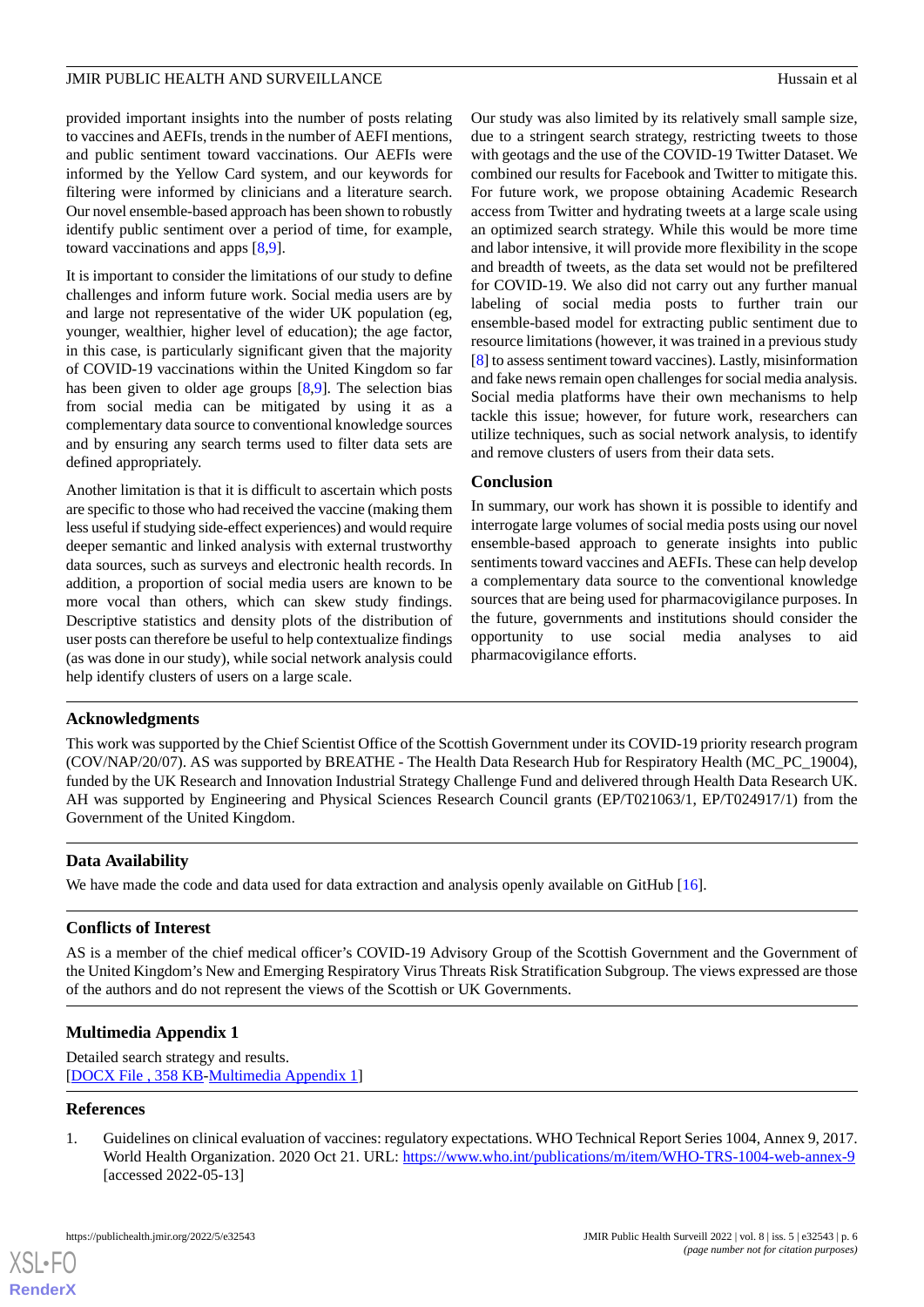provided important insights into the number of posts relating to vaccines and AEFIs, trends in the number of AEFI mentions, and public sentiment toward vaccinations. Our AEFIs were informed by the Yellow Card system, and our keywords for filtering were informed by clinicians and a literature search. Our novel ensemble-based approach has been shown to robustly identify public sentiment over a period of time, for example, toward vaccinations and apps [8,9].

It is important to consider the limitations of our study to define challenges and inform future work. Social media users are by and large not representative of the wider UK population (eg, younger, wealthier, higher level of education); the age factor, in this case, is particularly significant given that the majority of COVID-19 vaccinations within the United Kingdom so far has been given to older age groups [8,9]. The selection bias from social media can be mitigated by using it as a complementary data source to conventional knowledge sources and by ensuring any search terms used to filter data sets are defined appropriately.

Another limitation is that it is difficult to ascertain which posts are specific to those who had received the vaccine (making them less useful if studying side-effect experiences) and would require deeper semantic and linked analysis with external trustworthy data sources, such as surveys and electronic health records. In addition, a proportion of social media users are known to be more vocal than others, which can skew study findings. Descriptive statistics and density plots of the distribution of user posts can therefore be useful to help contextualize findings (as was done in our study), while social network analysis could help identify clusters of users on a large scale.

Our study was also limited by its relatively small sample size, due to a stringent search strategy, restricting tweets to those with geotags and the use of the COVID-19 Twitter Dataset. We combined our results for Facebook and Twitter to mitigate this. For future work, we propose obtaining Academic Research access from Twitter and hydrating tweets at a large scale using an optimized search strategy. While this would be more time and labor intensive, it will provide more flexibility in the scope and breadth of tweets, as the data set would not be prefiltered for COVID-19. We also did not carry out any further manual labeling of social media posts to further train our ensemble-based model for extracting public sentiment due to resource limitations (however, it was trained in a previous study [8] to assess sentiment toward vaccines). Lastly, misinformation and fake news remain open challenges for social media analysis. Social media platforms have their own mechanisms to help tackle this issue; however, for future work, researchers can utilize techniques, such as social network analysis, to identify and remove clusters of users from their data sets.

## Conclusion

In summary, our work has shown it is possible to identify and interrogate large volumes of social media posts using our novel ensemble-based approach to generate insights into public sentiments toward vaccines and AEFIs. These can help develop a complementary data source to the conventional knowledge sources that are being used for pharmacovigilance purposes. In the future, governments and institutions should consider the opportunity to use social media analyses to aid pharmacovigilance efforts.

## Acknowledgments

This work was supported by the Chief Scientist Office of the Scottish Government under its COVID-19 priority research program (COV/NAP/20/07). AS was supported by BREATHE - The Health Data Research Hub for Respiratory Health (MC_PC_19004), funded by the UK Research and Innovation Industrial Strategy Challenge Fund and delivered through Health Data Research UK. AH was supported by Engineering and Physical Sciences Research Council grants (EP/T021063/1, EP/T024917/1) from the Government of the United Kingdom.

## Data Availability

We have made the code and data used for data extraction and analysis openly available on GitHub [16].

## Conflicts of Interest

AS is a member of the chief medical officer's COVID-19 Advisory Group of the Scottish Government and the Government of the United Kingdom's New and Emerging Respiratory Virus Threats Risk Stratification Subgroup. The views expressed are those of the authors and do not represent the views of the Scottish or UK Governments.

## Multimedia Appendix 1

Detailed search strategy and results.
[DOCX File , 358 KB-Multimedia Appendix 1]

## References

1. Guidelines on clinical evaluation of vaccines: regulatory expectations. WHO Technical Report Series 1004, Annex 9, 2017. World Health Organization. 2020 Oct 21. URL: https://www.who.int/publications/m/item/WHO-TRS-1004-web-annex-9 [accessed 2022-05-13]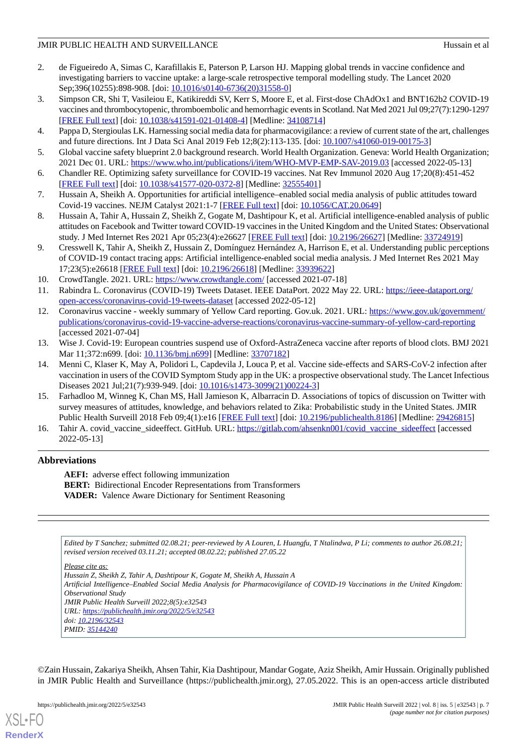2. de Figueiredo A, Simas C, Karafillakis E, Paterson P, Larson HJ. Mapping global trends in vaccine confidence and investigating barriers to vaccine uptake: a large-scale retrospective temporal modelling study. The Lancet 2020 Sep;396(10255):898-908. [doi: 10.1016/s0140-6736(20)31558-0]
3. Simpson CR, Shi T, Vasileiou E, Katikireddi SV, Kerr S, Moore E, et al. First-dose ChAdOx1 and BNT162b2 COVID-19 vaccines and thrombocytopenic, thromboembolic and hemorrhagic events in Scotland. Nat Med 2021 Jul 09;27(7):1290-1297 [FREE Full text] [doi: 10.1038/s41591-021-01408-4] [Medline: 34108714]
4. Pappa D, Stergioulas LK. Harnessing social media data for pharmacovigilance: a review of current state of the art, challenges and future directions. Int J Data Sci Anal 2019 Feb 12;8(2):113-135. [doi: 10.1007/s41060-019-00175-3]
5. Global vaccine safety blueprint 2.0 background research. World Health Organization. Geneva: World Health Organization; 2021 Dec 01. URL: https://www.who.int/publications/i/item/WHO-MVP-EMP-SAV-2019.03 [accessed 2022-05-13]
6. Chandler RE. Optimizing safety surveillance for COVID-19 vaccines. Nat Rev Immunol 2020 Aug 17;20(8):451-452 [FREE Full text] [doi: 10.1038/s41577-020-0372-8] [Medline: 32555401]
7. Hussain A, Sheikh A. Opportunities for artificial intelligence–enabled social media analysis of public attitudes toward Covid-19 vaccines. NEJM Catalyst 2021:1-7 [FREE Full text] [doi: 10.1056/CAT.20.0649]
8. Hussain A, Tahir A, Hussain Z, Sheikh Z, Gogate M, Dashtipour K, et al. Artificial intelligence-enabled analysis of public attitudes on Facebook and Twitter toward COVID-19 vaccines in the United Kingdom and the United States: Observational study. J Med Internet Res 2021 Apr 05;23(4):e26627 [FREE Full text] [doi: 10.2196/26627] [Medline: 33724919]
9. Cresswell K, Tahir A, Sheikh Z, Hussain Z, Domínguez Hernández A, Harrison E, et al. Understanding public perceptions of COVID-19 contact tracing apps: Artificial intelligence-enabled social media analysis. J Med Internet Res 2021 May 17;23(5):e26618 [FREE Full text] [doi: 10.2196/26618] [Medline: 33939622]
10. CrowdTangle. 2021. URL: https://www.crowdtangle.com/ [accessed 2021-07-18]
11. Rabindra L. Coronavirus (COVID-19) Tweets Dataset. IEEE DataPort. 2022 May 22. URL: https://ieee-dataport.org/open-access/coronavirus-covid-19-tweets-dataset [accessed 2022-05-12]
12. Coronavirus vaccine - weekly summary of Yellow Card reporting. Gov.uk. 2021. URL: https://www.gov.uk/government/publications/coronavirus-covid-19-vaccine-adverse-reactions/coronavirus-vaccine-summary-of-yellow-card-reporting [accessed 2021-07-04]
13. Wise J. Covid-19: European countries suspend use of Oxford-AstraZeneca vaccine after reports of blood clots. BMJ 2021 Mar 11;372:n699. [doi: 10.1136/bmj.n699] [Medline: 33707182]
14. Menni C, Klaser K, May A, Polidori L, Capdevila J, Louca P, et al. Vaccine side-effects and SARS-CoV-2 infection after vaccination in users of the COVID Symptom Study app in the UK: a prospective observational study. The Lancet Infectious Diseases 2021 Jul;21(7):939-949. [doi: 10.1016/s1473-3099(21)00224-3]
15. Farhadloo M, Winneg K, Chan MS, Hall Jamieson K, Albarracin D. Associations of topics of discussion on Twitter with survey measures of attitudes, knowledge, and behaviors related to Zika: Probabilistic study in the United States. JMIR Public Health Surveill 2018 Feb 09;4(1):e16 [FREE Full text] [doi: 10.2196/publichealth.8186] [Medline: 29426815]
16. Tahir A. covid_vaccine_sideeffect. GitHub. URL: https://gitlab.com/ahsenkn001/covid_vaccine_sideeffect [accessed 2022-05-13]

## Abbreviations

**AEFI:** adverse effect following immunization
**BERT:** Bidirectional Encoder Representations from Transformers
**VADER:** Valence Aware Dictionary for Sentiment Reasoning

---

*Edited by T Sanchez; submitted 02.08.21; peer-reviewed by A Louren, L Huangfu, T Ntalindwa, P Li; comments to author 26.08.21; revised version received 03.11.21; accepted 08.02.22; published 27.05.22*

*Please cite as:*
*Hussain Z, Sheikh Z, Tahir A, Dashtipour K, Gogate M, Sheikh A, Hussain A*
*Artificial Intelligence–Enabled Social Media Analysis for Pharmacovigilance of COVID-19 Vaccinations in the United Kingdom: Observational Study*
*JMIR Public Health Surveill 2022;8(5):e32543*
*URL: https://publichealth.jmir.org/2022/5/e32543*
*doi: 10.2196/32543*
*PMID: 35144240*

©Zain Hussain, Zakariya Sheikh, Ahsen Tahir, Kia Dashtipour, Mandar Gogate, Aziz Sheikh, Amir Hussain. Originally published in JMIR Public Health and Surveillance (https://publichealth.jmir.org), 27.05.2022. This is an open-access article distributed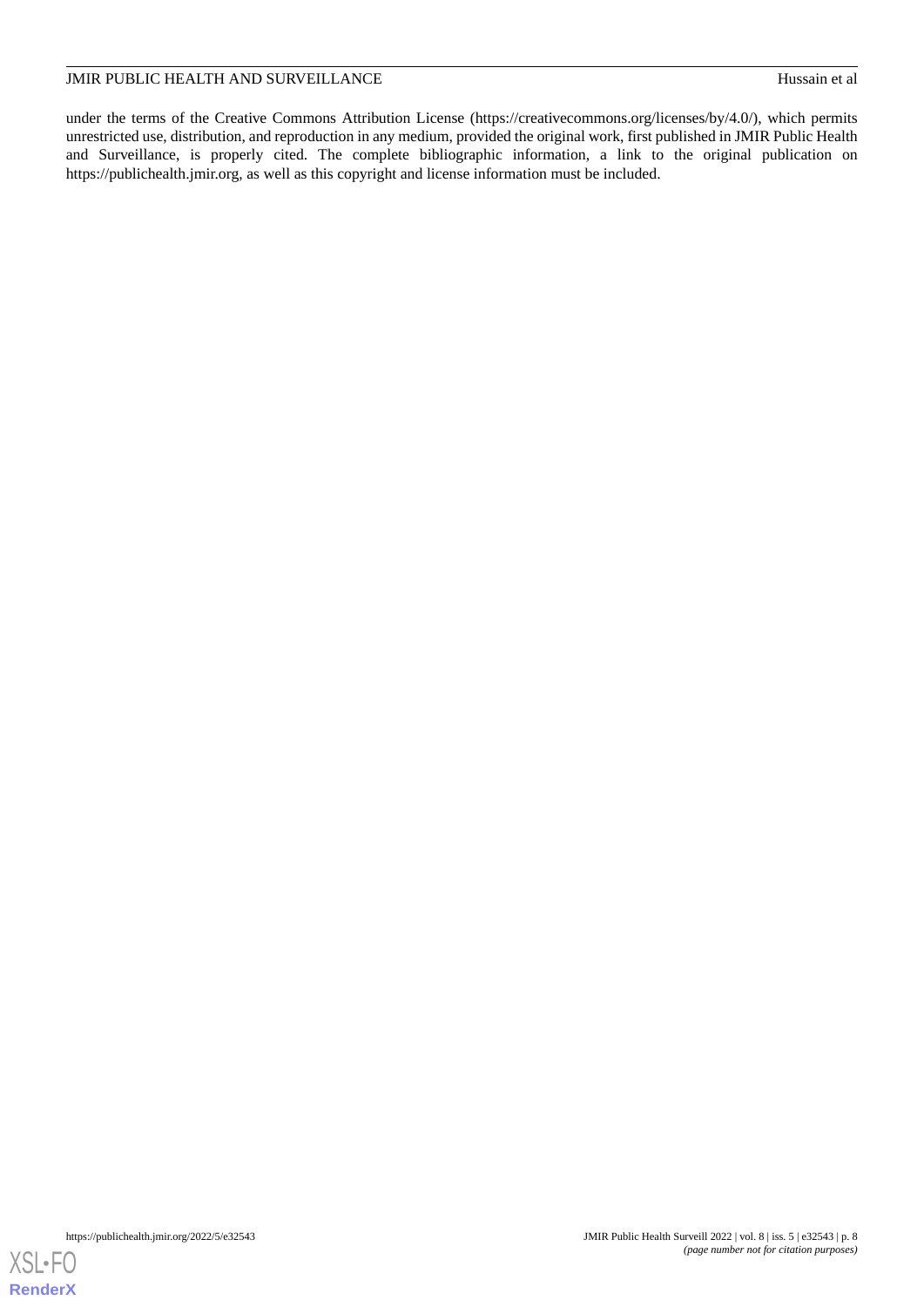under the terms of the Creative Commons Attribution License (https://creativecommons.org/licenses/by/4.0/), which permits unrestricted use, distribution, and reproduction in any medium, provided the original work, first published in JMIR Public Health and Surveillance, is properly cited. The complete bibliographic information, a link to the original publication on https://publichealth.jmir.org, as well as this copyright and license information must be included.